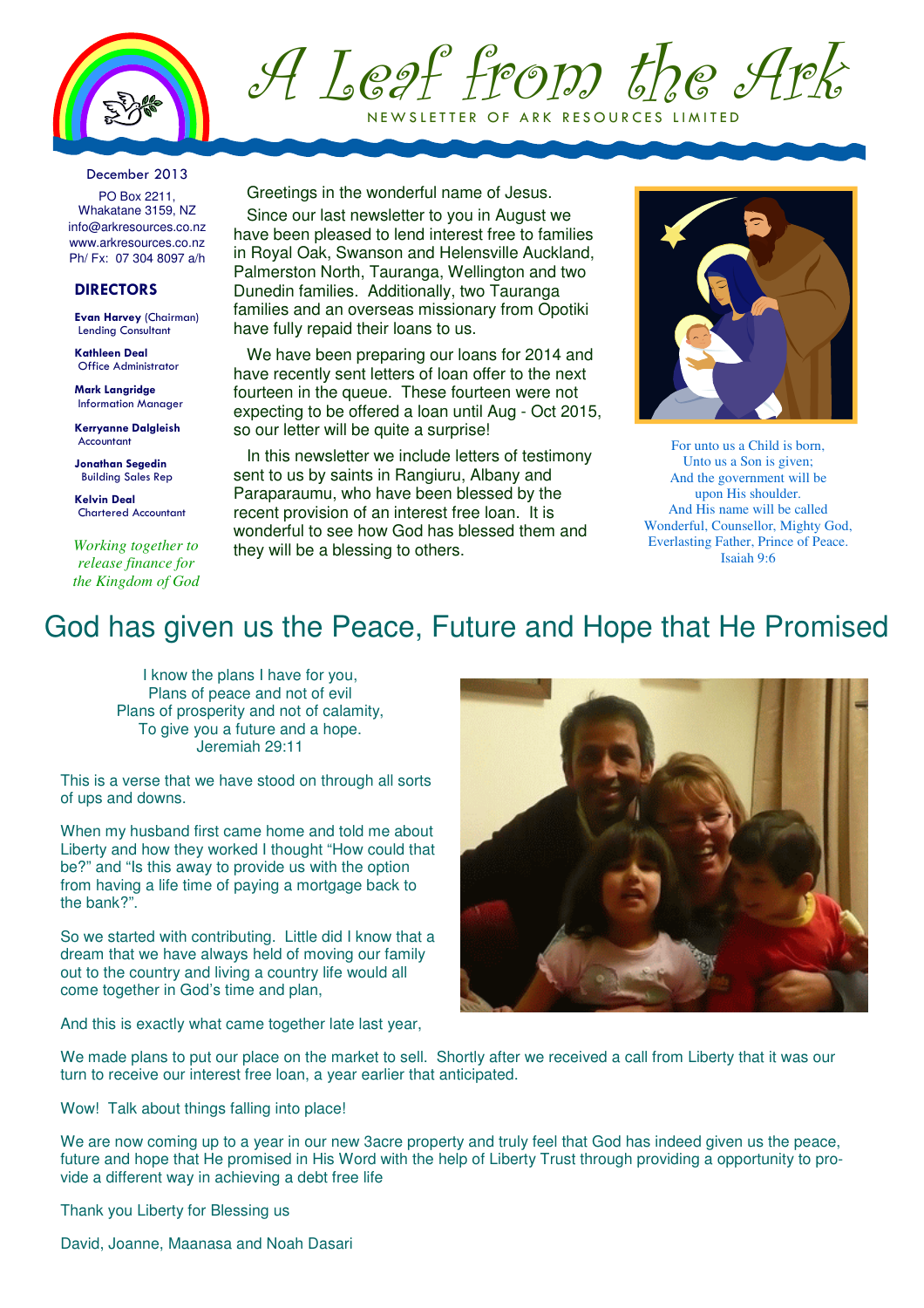# A Leaf from the Ark

NEWSLETTER OF ARK RESOURCES LIMITED

December 2013

PO Box 2211,
Whakatane 3159, NZ
info@arkresources.co.nz
www.arkresources.co.nz
Ph/ Fx: 07 304 8097 a/h

### DIRECTORS

**Evan Harvey** (Chairman)
Lending Consultant

**Kathleen Deal**
Office Administrator

**Mark Langridge**
Information Manager

**Kerryanne Dalgleish**
Accountant

**Jonathan Segedin**
Building Sales Rep

**Kelvin Deal**
Chartered Accountant

*Working together to release finance for the Kingdom of God*

Greetings in the wonderful name of Jesus.

Since our last newsletter to you in August we have been pleased to lend interest free to families in Royal Oak, Swanson and Helensville Auckland, Palmerston North, Tauranga, Wellington and two Dunedin families. Additionally, two Tauranga families and an overseas missionary from Opotiki have fully repaid their loans to us.

We have been preparing our loans for 2014 and have recently sent letters of loan offer to the next fourteen in the queue. These fourteen were not expecting to be offered a loan until Aug - Oct 2015, so our letter will be quite a surprise!

In this newsletter we include letters of testimony sent to us by saints in Rangiuru, Albany and Paraparaumu, who have been blessed by the recent provision of an interest free loan. It is wonderful to see how God has blessed them and they will be a blessing to others.

For unto us a Child is born,
Unto us a Son is given;
And the government will be
upon His shoulder.
And His name will be called
Wonderful, Counsellor, Mighty God,
Everlasting Father, Prince of Peace.
Isaiah 9:6

## God has given us the Peace, Future and Hope that He Promised

I know the plans I have for you,
Plans of peace and not of evil
Plans of prosperity and not of calamity,
To give you a future and a hope.
Jeremiah 29:11

This is a verse that we have stood on through all sorts of ups and downs.

When my husband first came home and told me about Liberty and how they worked I thought "How could that be?" and "Is this away to provide us with the option from having a life time of paying a mortgage back to the bank?".

So we started with contributing. Little did I know that a dream that we have always held of moving our family out to the country and living a country life would all come together in God's time and plan,

And this is exactly what came together late last year,

We made plans to put our place on the market to sell. Shortly after we received a call from Liberty that it was our turn to receive our interest free loan, a year earlier that anticipated.

Wow! Talk about things falling into place!

We are now coming up to a year in our new 3acre property and truly feel that God has indeed given us the peace, future and hope that He promised in His Word with the help of Liberty Trust through providing a opportunity to provide a different way in achieving a debt free life

Thank you Liberty for Blessing us

David, Joanne, Maanasa and Noah Dasari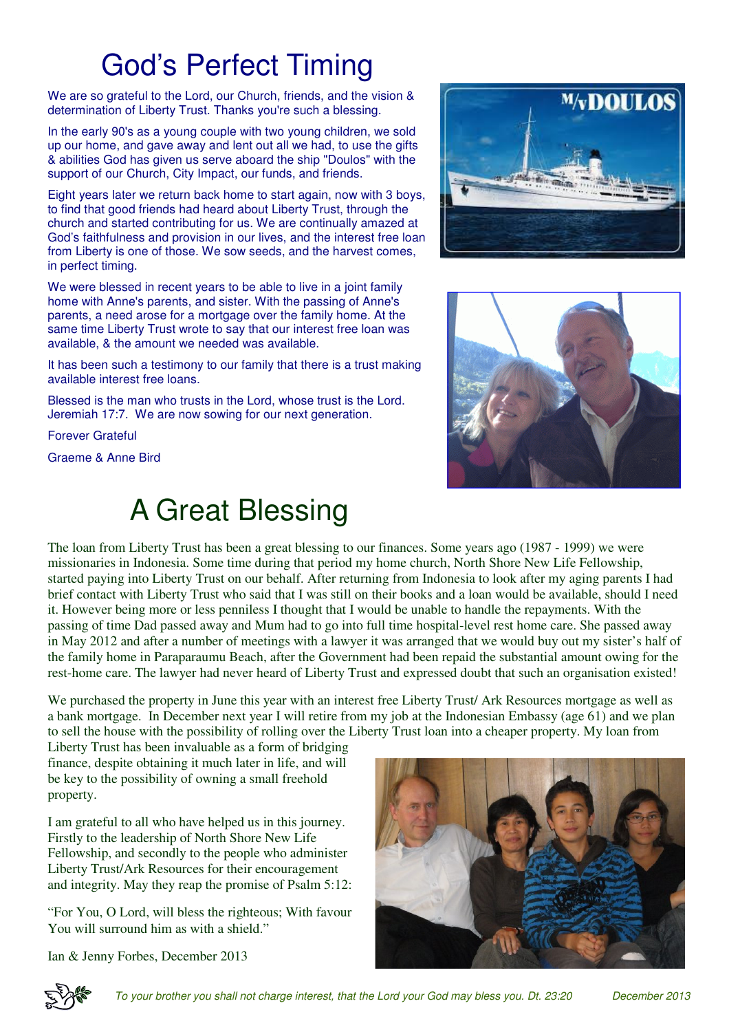# God's Perfect Timing

We are so grateful to the Lord, our Church, friends, and the vision & determination of Liberty Trust. Thanks you're such a blessing.

In the early 90's as a young couple with two young children, we sold up our home, and gave away and lent out all we had, to use the gifts & abilities God has given us serve aboard the ship "Doulos" with the support of our Church, City Impact, our funds, and friends.

Eight years later we return back home to start again, now with 3 boys, to find that good friends had heard about Liberty Trust, through the church and started contributing for us. We are continually amazed at God's faithfulness and provision in our lives, and the interest free loan from Liberty is one of those. We sow seeds, and the harvest comes, in perfect timing.

We were blessed in recent years to be able to live in a joint family home with Anne's parents, and sister. With the passing of Anne's parents, a need arose for a mortgage over the family home. At the same time Liberty Trust wrote to say that our interest free loan was available, & the amount we needed was available.

It has been such a testimony to our family that there is a trust making available interest free loans.

Blessed is the man who trusts in the Lord, whose trust is the Lord. Jeremiah 17:7. We are now sowing for our next generation.

Forever Grateful

Graeme & Anne Bird

# A Great Blessing

The loan from Liberty Trust has been a great blessing to our finances. Some years ago (1987 - 1999) we were missionaries in Indonesia. Some time during that period my home church, North Shore New Life Fellowship, started paying into Liberty Trust on our behalf. After returning from Indonesia to look after my aging parents I had brief contact with Liberty Trust who said that I was still on their books and a loan would be available, should I need it. However being more or less penniless I thought that I would be unable to handle the repayments. With the passing of time Dad passed away and Mum had to go into full time hospital-level rest home care. She passed away in May 2012 and after a number of meetings with a lawyer it was arranged that we would buy out my sister's half of the family home in Paraparaumu Beach, after the Government had been repaid the substantial amount owing for the rest-home care. The lawyer had never heard of Liberty Trust and expressed doubt that such an organisation existed!

We purchased the property in June this year with an interest free Liberty Trust/ Ark Resources mortgage as well as a bank mortgage. In December next year I will retire from my job at the Indonesian Embassy (age 61) and we plan to sell the house with the possibility of rolling over the Liberty Trust loan into a cheaper property. My loan from Liberty Trust has been invaluable as a form of bridging finance, despite obtaining it much later in life, and will be key to the possibility of owning a small freehold property.

I am grateful to all who have helped us in this journey. Firstly to the leadership of North Shore New Life Fellowship, and secondly to the people who administer Liberty Trust/Ark Resources for their encouragement and integrity. May they reap the promise of Psalm 5:12:

"For You, O Lord, will bless the righteous; With favour You will surround him as with a shield."

Ian & Jenny Forbes, December 2013

*To your brother you shall not charge interest, that the Lord your God may bless you. Dt. 23:20*